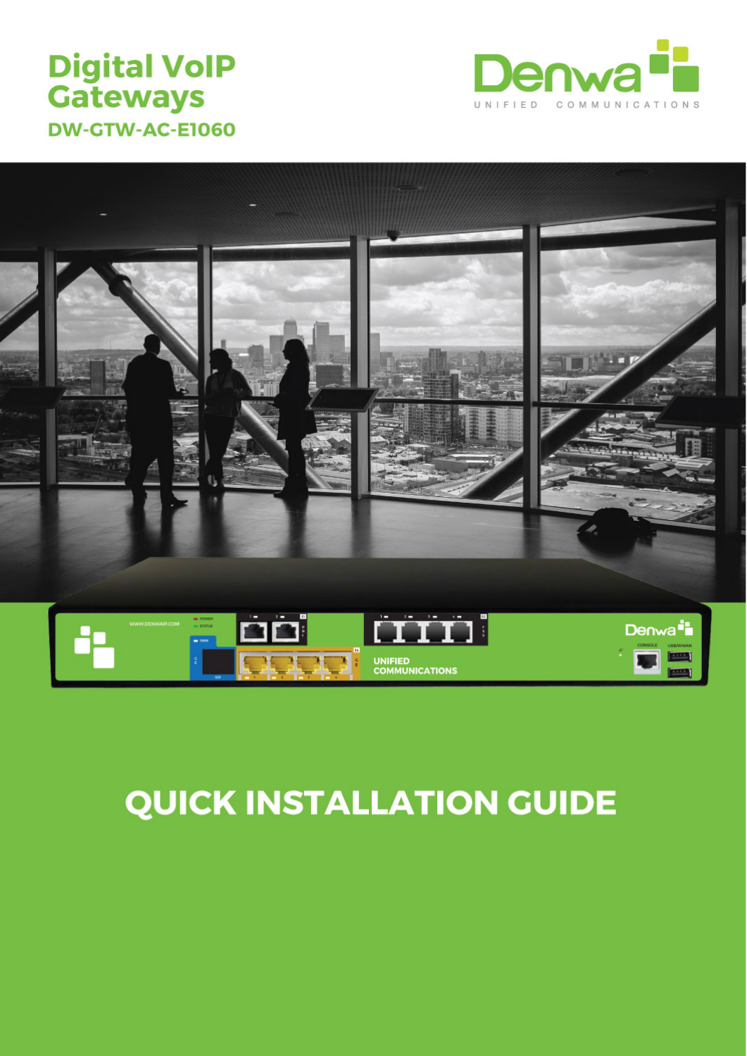# Digital VoIP Gateways

## DW-GTW-AC-E1060

Denwa

UNIFIED COMMUNICATIONS

# QUICK INSTALLATION GUIDE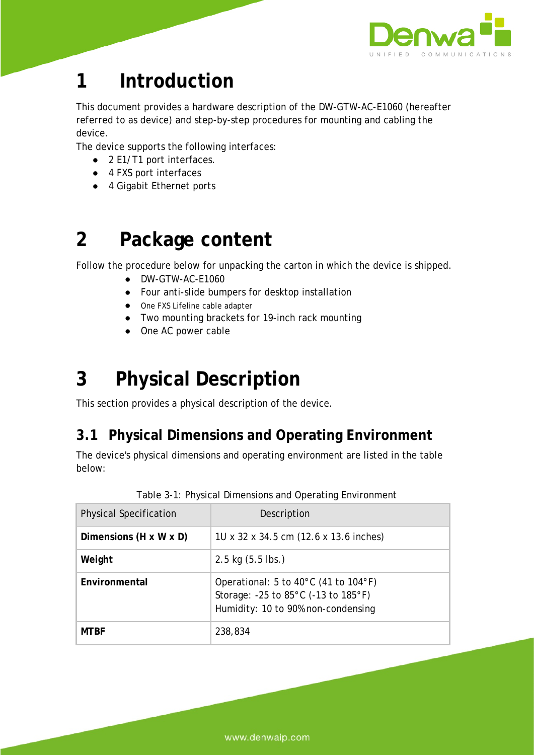# 1 Introduction

This document provides a hardware description of the DW-GTW-AC-E1060 (hereafter referred to as device) and step-by-step procedures for mounting and cabling the device.

The device supports the following interfaces:

- 2 E1/T1 port interfaces.
- 4 FXS port interfaces
- 4 Gigabit Ethernet ports

# 2 Package content

Follow the procedure below for unpacking the carton in which the device is shipped.

- DW-GTW-AC-E1060
- Four anti-slide bumpers for desktop installation
- One FXS Lifeline cable adapter
- Two mounting brackets for 19-inch rack mounting
- One AC power cable

# 3 Physical Description

This section provides a physical description of the device.

## 3.1 Physical Dimensions and Operating Environment

The device's physical dimensions and operating environment are listed in the table below:

Table 3-1: Physical Dimensions and Operating Environment

| Physical Specification | Description |
| --- | --- |
| **Dimensions (H x W x D)** | 1U x 32 x 34.5 cm (12.6 x 13.6 inches) |
| **Weight** | 2.5 kg (5.5 lbs.) |
| **Environmental** | Operational: 5 to 40°C (41 to 104°F)<br>Storage: -25 to 85°C (-13 to 185°F)<br>Humidity: 10 to 90% non-condensing |
| **MTBF** | 238,834 |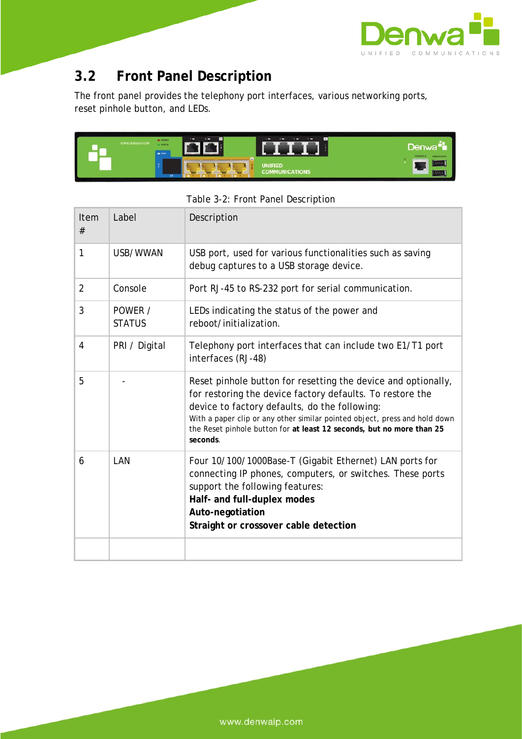## 3.2 Front Panel Description

The front panel provides the telephony port interfaces, various networking ports, reset pinhole button, and LEDs.

Table 3-2: Front Panel Description

| Item # | Label | Description |
|---|---|---|
| 1 | USB/WWAN | USB port, used for various functionalities such as saving debug captures to a USB storage device. |
| 2 | Console | Port RJ-45 to RS-232 port for serial communication. |
| 3 | POWER / STATUS | LEDs indicating the status of the power and reboot/initialization. |
| 4 | PRI / Digital | Telephony port interfaces that can include two E1/T1 port interfaces (RJ-48) |
| 5 | - | Reset pinhole button for resetting the device and optionally, for restoring the device factory defaults. To restore the device to factory defaults, do the following: With a paper clip or any other similar pointed object, press and hold down the Reset pinhole button for **at least 12 seconds, but no more than 25 seconds**. |
| 6 | LAN | Four 10/100/1000Base-T (Gigabit Ethernet) LAN ports for connecting IP phones, computers, or switches. These ports support the following features: **Half- and full-duplex modes** **Auto-negotiation** **Straight or crossover cable detection** |
| | | |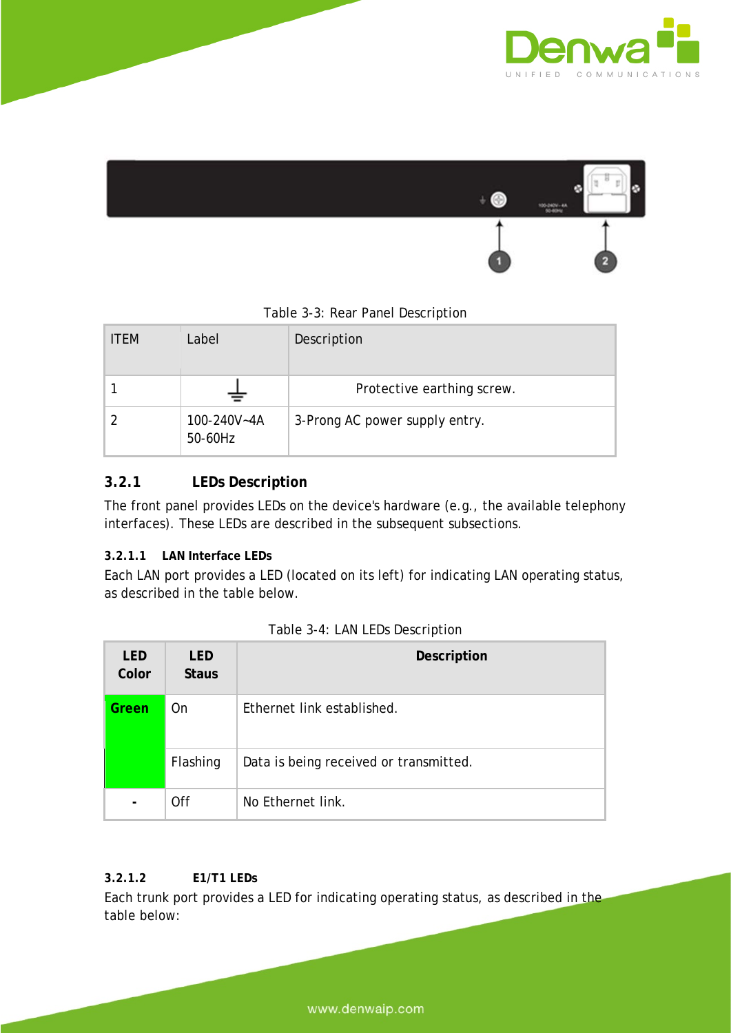Table 3-3: Rear Panel Description

| ITEM | Label | Description |
|---|---|---|
| 1 | ⏚ | Protective earthing screw. |
| 2 | 100-240V~4A 50-60Hz | 3-Prong AC power supply entry. |

### 3.2.1 LEDs Description

The front panel provides LEDs on the device's hardware (e.g., the available telephony interfaces). These LEDs are described in the subsequent subsections.

#### 3.2.1.1 LAN Interface LEDs

Each LAN port provides a LED (located on its left) for indicating LAN operating status, as described in the table below.

Table 3-4: LAN LEDs Description

| LED Color | LED Staus | Description |
|---|---|---|
| **Green** | On | Ethernet link established. |
| | Flashing | Data is being received or transmitted. |
| **-** | Off | No Ethernet link. |

#### 3.2.1.2 E1/T1 LEDs

Each trunk port provides a LED for indicating operating status, as described in the table below: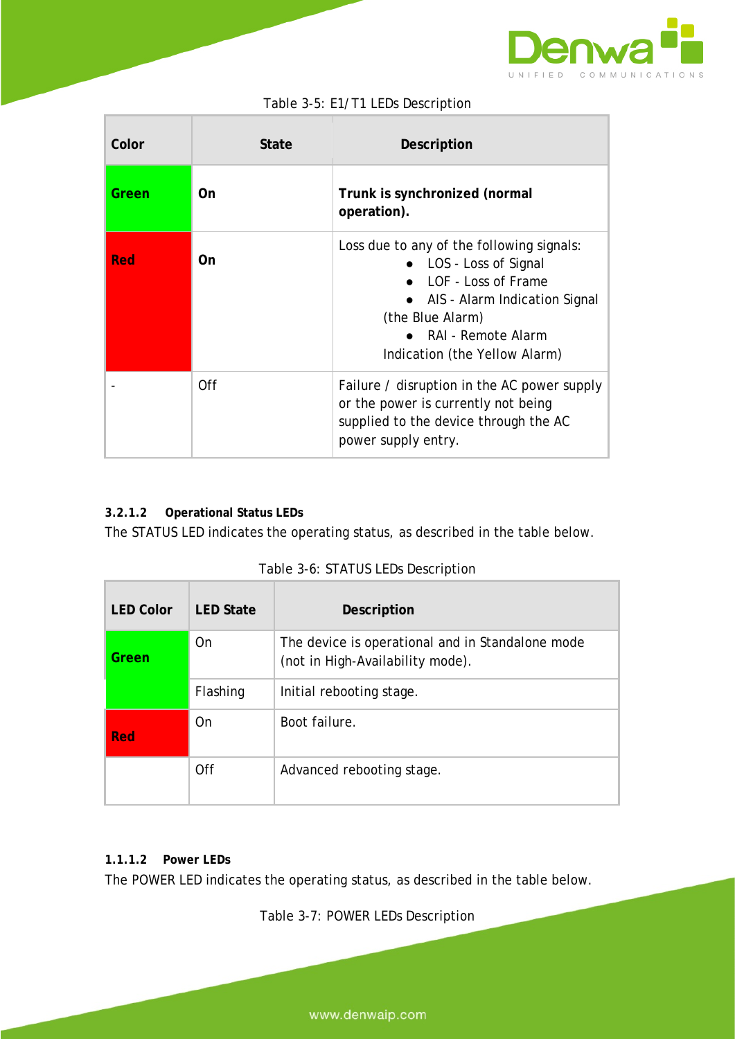Table 3-5: E1/T1 LEDs Description

| Color | State | Description |
|---|---|---|
| **Green** | **On** | **Trunk is synchronized (normal operation).** |
| **Red** | **On** | Loss due to any of the following signals:<br>● LOS - Loss of Signal<br>● LOF - Loss of Frame<br>● AIS - Alarm Indication Signal (the Blue Alarm)<br>● RAI - Remote Alarm Indication (the Yellow Alarm) |
| - | Off | Failure / disruption in the AC power supply or the power is currently not being supplied to the device through the AC power supply entry. |

#### 3.2.1.2 Operational Status LEDs

The STATUS LED indicates the operating status, as described in the table below.

Table 3-6: STATUS LEDs Description

| LED Color | LED State | Description |
|---|---|---|
| **Green** | On | The device is operational and in Standalone mode (not in High-Availability mode). |
| | Flashing | Initial rebooting stage. |
| **Red** | On | Boot failure. |
| | Off | Advanced rebooting stage. |

#### 1.1.1.2 Power LEDs

The POWER LED indicates the operating status, as described in the table below.

Table 3-7: POWER LEDs Description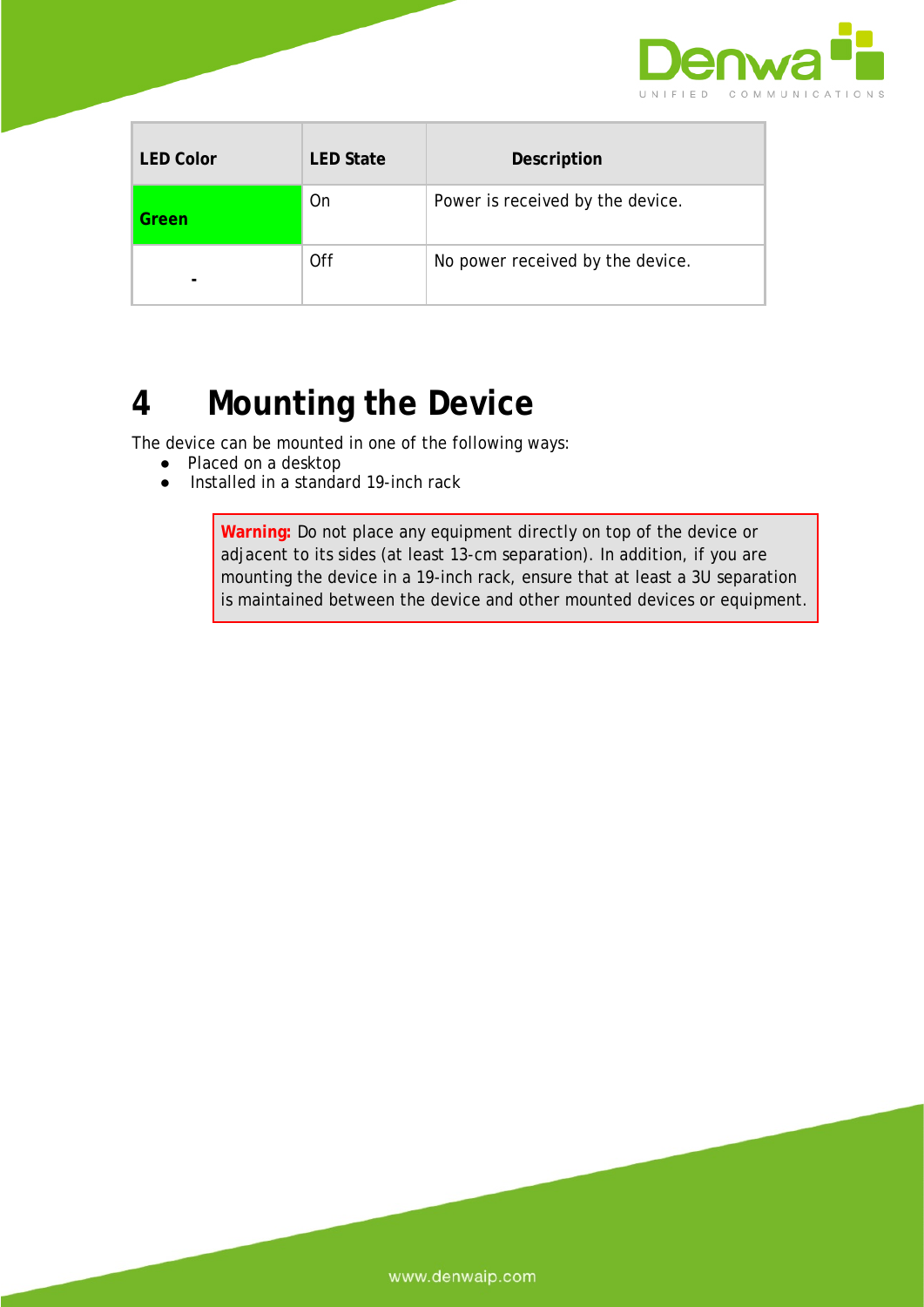| LED Color | LED State | Description |
|---|---|---|
| **Green** | On | Power is received by the device. |
| **-** | Off | No power received by the device. |

# 4 Mounting the Device

The device can be mounted in one of the following ways:

- Placed on a desktop
- Installed in a standard 19-inch rack

> **Warning:** Do not place any equipment directly on top of the device or adjacent to its sides (at least 13-cm separation). In addition, if you are mounting the device in a 19-inch rack, ensure that at least a 3U separation is maintained between the device and other mounted devices or equipment.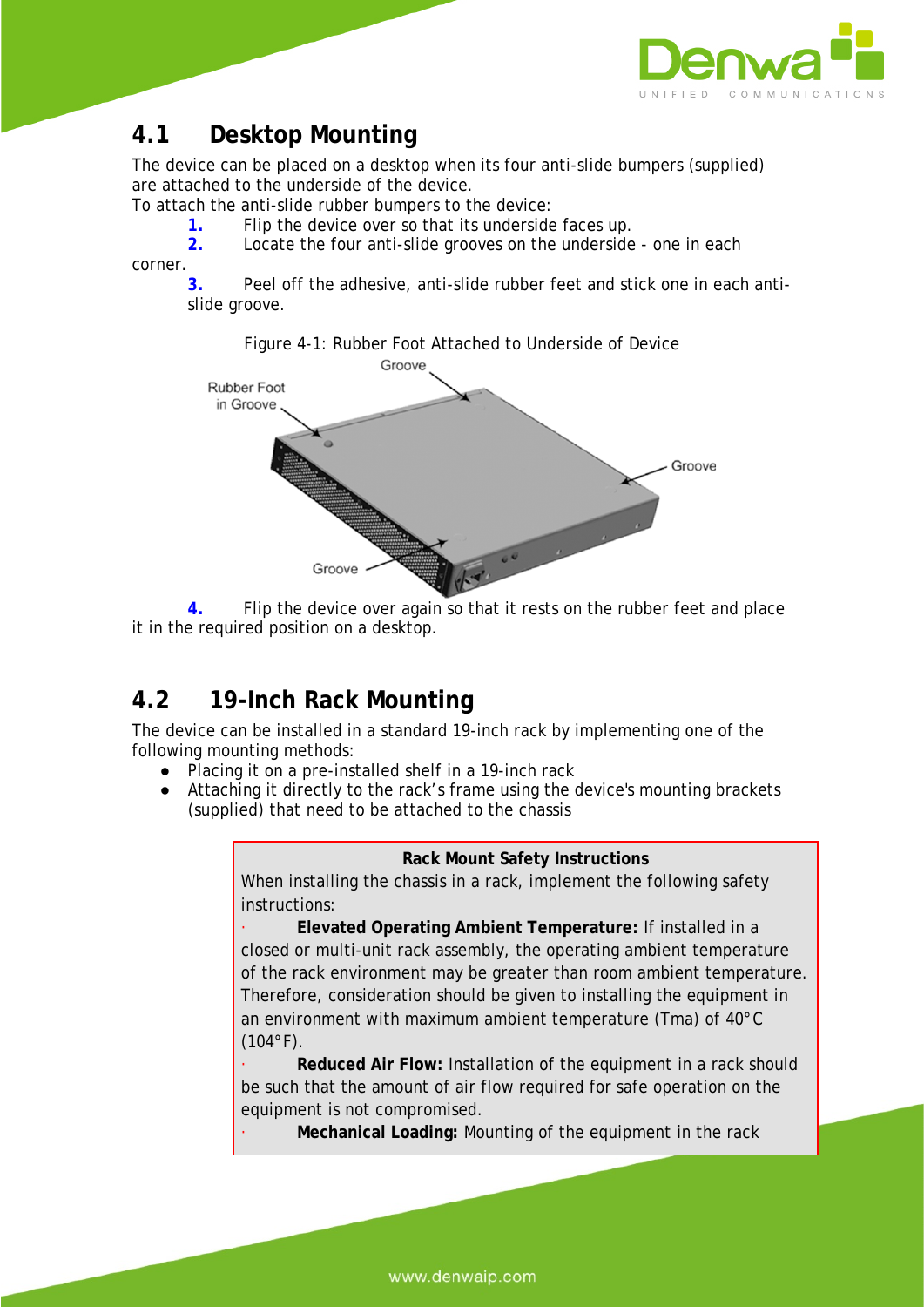## 4.1 Desktop Mounting

The device can be placed on a desktop when its four anti-slide bumpers (supplied) are attached to the underside of the device.

To attach the anti-slide rubber bumpers to the device:

1. Flip the device over so that its underside faces up.
2. Locate the four anti-slide grooves on the underside - one in each corner.
3. Peel off the adhesive, anti-slide rubber feet and stick one in each anti-slide groove.

Figure 4-1: Rubber Foot Attached to Underside of Device

4. Flip the device over again so that it rests on the rubber feet and place it in the required position on a desktop.

## 4.2 19-Inch Rack Mounting

The device can be installed in a standard 19-inch rack by implementing one of the following mounting methods:

- Placing it on a pre-installed shelf in a 19-inch rack
- Attaching it directly to the rack's frame using the device's mounting brackets (supplied) that need to be attached to the chassis

**Rack Mount Safety Instructions**

When installing the chassis in a rack, implement the following safety instructions:

- **Elevated Operating Ambient Temperature:** If installed in a closed or multi-unit rack assembly, the operating ambient temperature of the rack environment may be greater than room ambient temperature. Therefore, consideration should be given to installing the equipment in an environment with maximum ambient temperature (Tma) of 40°C (104°F).
- **Reduced Air Flow:** Installation of the equipment in a rack should be such that the amount of air flow required for safe operation on the equipment is not compromised.
- **Mechanical Loading:** Mounting of the equipment in the rack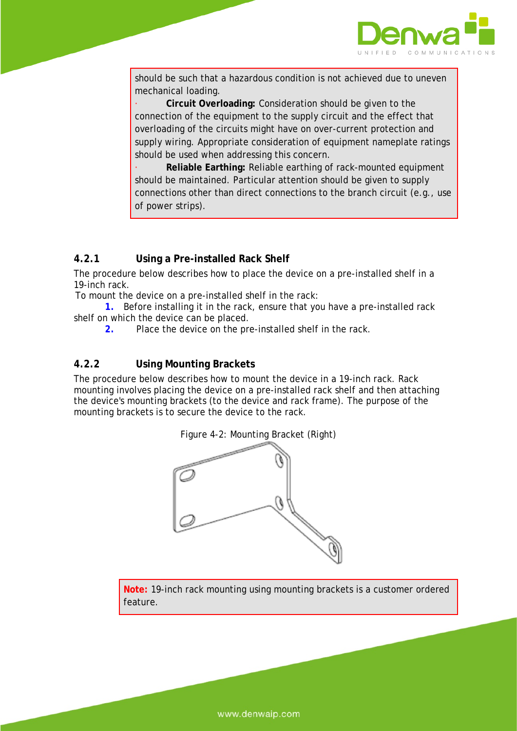should be such that a hazardous condition is not achieved due to uneven mechanical loading.

· **Circuit Overloading:** Consideration should be given to the connection of the equipment to the supply circuit and the effect that overloading of the circuits might have on over-current protection and supply wiring. Appropriate consideration of equipment nameplate ratings should be used when addressing this concern.

· **Reliable Earthing:** Reliable earthing of rack-mounted equipment should be maintained. Particular attention should be given to supply connections other than direct connections to the branch circuit (e.g., use of power strips).

### 4.2.1 Using a Pre-installed Rack Shelf

The procedure below describes how to place the device on a pre-installed shelf in a 19-inch rack.

To mount the device on a pre-installed shelf in the rack:

1. Before installing it in the rack, ensure that you have a pre-installed rack shelf on which the device can be placed.
2. Place the device on the pre-installed shelf in the rack.

### 4.2.2 Using Mounting Brackets

The procedure below describes how to mount the device in a 19-inch rack. Rack mounting involves placing the device on a pre-installed rack shelf and then attaching the device's mounting brackets (to the device and rack frame). The purpose of the mounting brackets is to secure the device to the rack.

Figure 4-2: Mounting Bracket (Right)

**Note:** 19-inch rack mounting using mounting brackets is a customer ordered feature.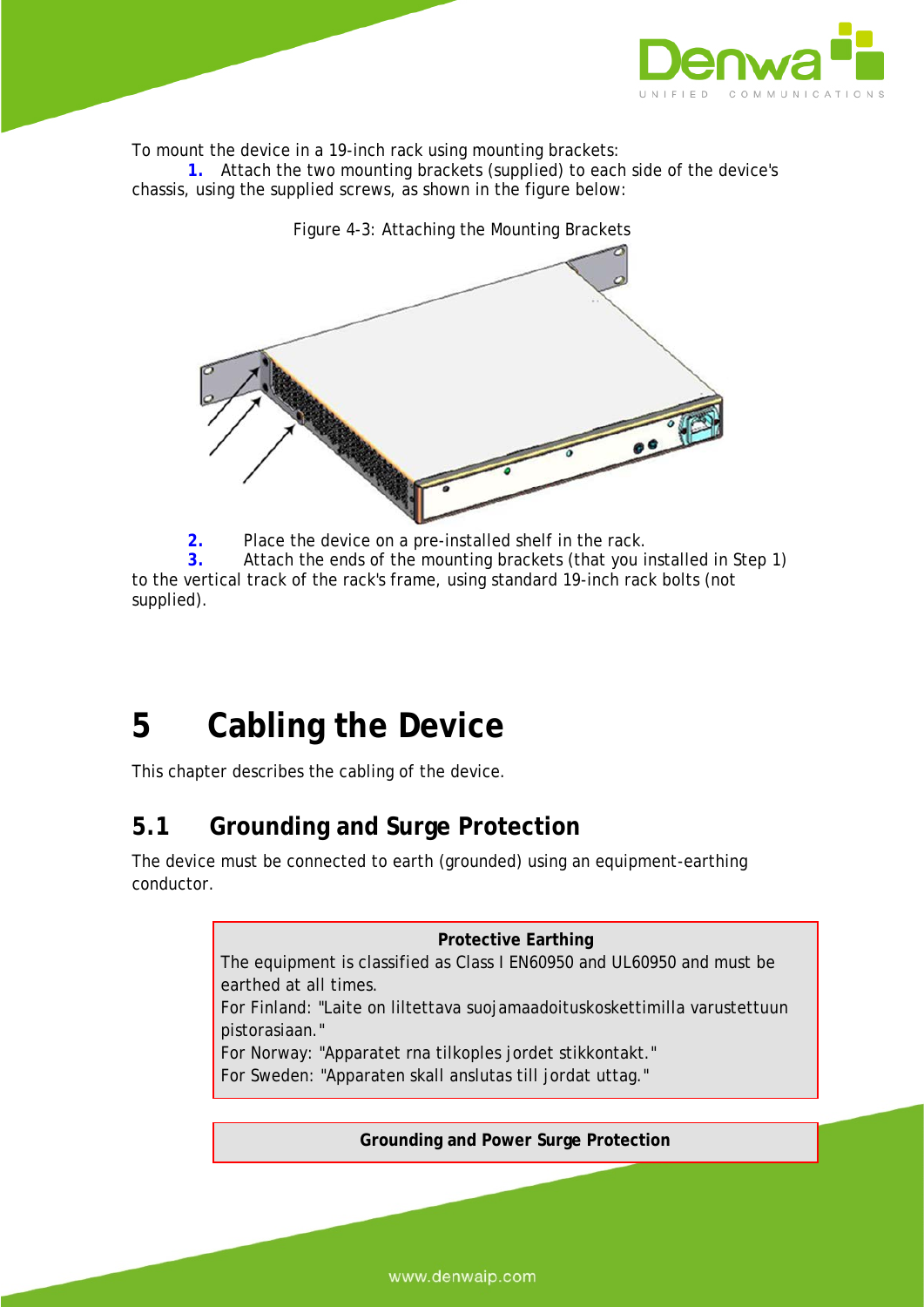To mount the device in a 19-inch rack using mounting brackets:

1. Attach the two mounting brackets (supplied) to each side of the device's chassis, using the supplied screws, as shown in the figure below:

Figure 4-3: Attaching the Mounting Brackets

2. Place the device on a pre-installed shelf in the rack.
3. Attach the ends of the mounting brackets (that you installed in Step 1) to the vertical track of the rack's frame, using standard 19-inch rack bolts (not supplied).

# 5 Cabling the Device

This chapter describes the cabling of the device.

## 5.1 Grounding and Surge Protection

The device must be connected to earth (grounded) using an equipment-earthing conductor.

**Protective Earthing**

The equipment is classified as Class I EN60950 and UL60950 and must be earthed at all times.

For Finland: "Laite on liitettava suojamaadoituskoskettimilla varustettuun pistorasiaan."

For Norway: "Apparatet rna tilkoples jordet stikkontakt."

For Sweden: "Apparaten skall anslutas till jordat uttag."

**Grounding and Power Surge Protection**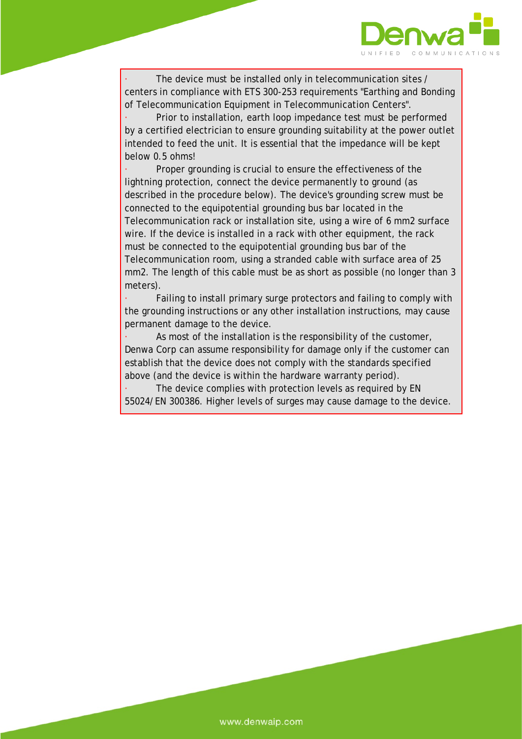- The device must be installed only in telecommunication sites / centers in compliance with ETS 300-253 requirements "Earthing and Bonding of Telecommunication Equipment in Telecommunication Centers".
- Prior to installation, earth loop impedance test must be performed by a certified electrician to ensure grounding suitability at the power outlet intended to feed the unit. It is essential that the impedance will be kept below 0.5 ohms!
- Proper grounding is crucial to ensure the effectiveness of the lightning protection, connect the device permanently to ground (as described in the procedure below). The device's grounding screw must be connected to the equipotential grounding bus bar located in the Telecommunication rack or installation site, using a wire of 6 mm2 surface wire. If the device is installed in a rack with other equipment, the rack must be connected to the equipotential grounding bus bar of the Telecommunication room, using a stranded cable with surface area of 25 mm2. The length of this cable must be as short as possible (no longer than 3 meters).
- Failing to install primary surge protectors and failing to comply with the grounding instructions or any other installation instructions, may cause permanent damage to the device.
- As most of the installation is the responsibility of the customer, Denwa Corp can assume responsibility for damage only if the customer can establish that the device does not comply with the standards specified above (and the device is within the hardware warranty period).
- The device complies with protection levels as required by EN 55024/EN 300386. Higher levels of surges may cause damage to the device.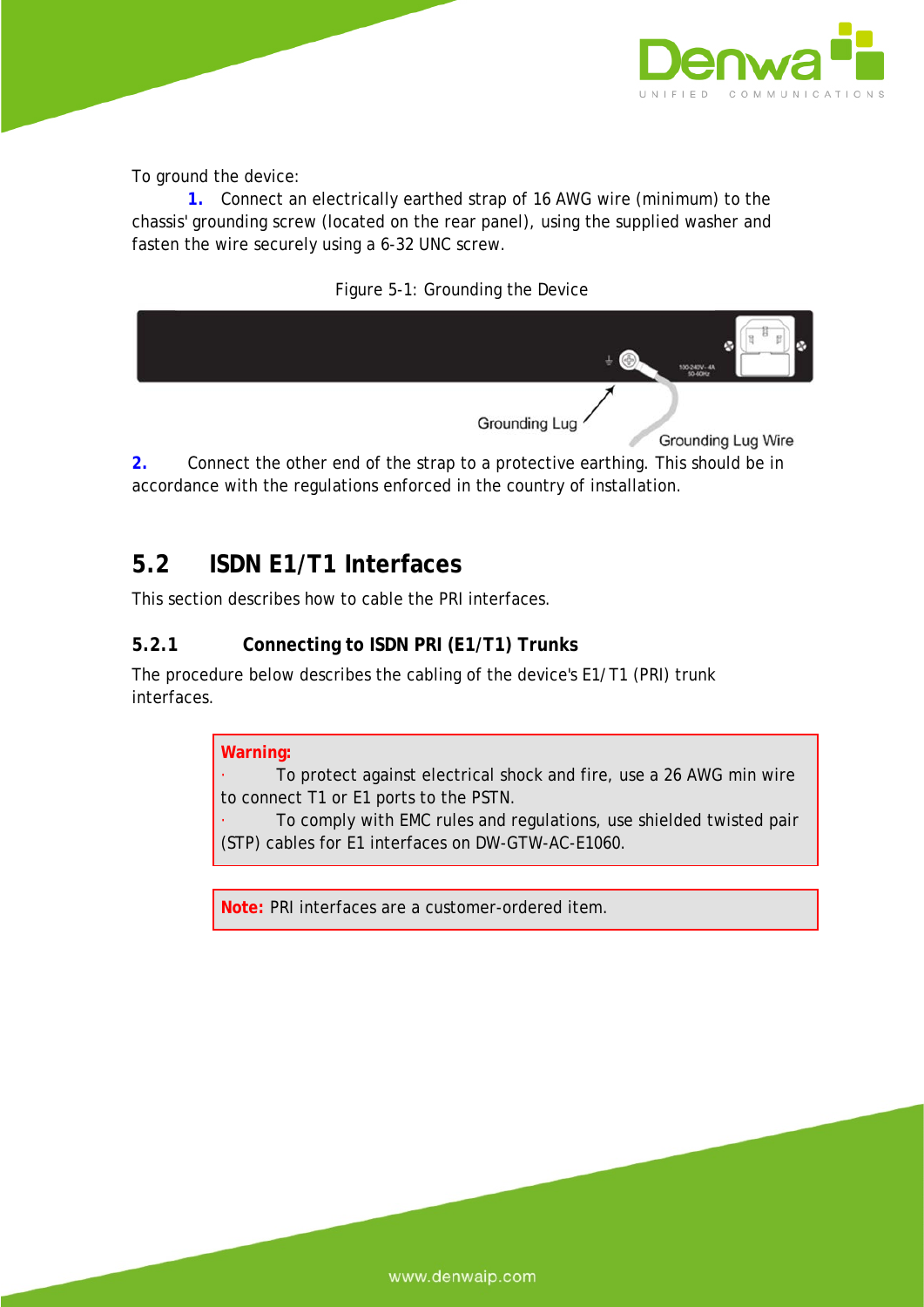To ground the device:

1. Connect an electrically earthed strap of 16 AWG wire (minimum) to the chassis' grounding screw (located on the rear panel), using the supplied washer and fasten the wire securely using a 6-32 UNC screw.

Figure 5-1: Grounding the Device

Grounding Lug

Grounding Lug Wire

2. Connect the other end of the strap to a protective earthing. This should be in accordance with the regulations enforced in the country of installation.

## 5.2 ISDN E1/T1 Interfaces

This section describes how to cable the PRI interfaces.

### 5.2.1 Connecting to ISDN PRI (E1/T1) Trunks

The procedure below describes the cabling of the device's E1/T1 (PRI) trunk interfaces.

> **Warning:**
> - To protect against electrical shock and fire, use a 26 AWG min wire to connect T1 or E1 ports to the PSTN.
> - To comply with EMC rules and regulations, use shielded twisted pair (STP) cables for E1 interfaces on DW-GTW-AC-E1060.

> **Note:** PRI interfaces are a customer-ordered item.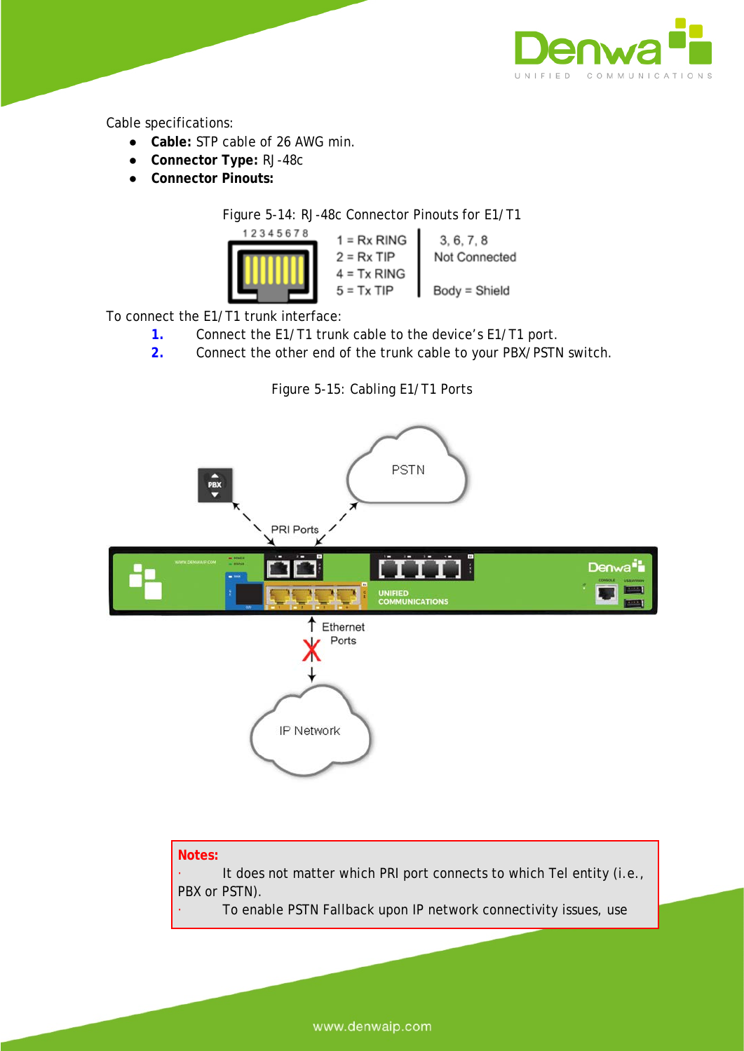Cable specifications:

- **Cable:** STP cable of 26 AWG min.
- **Connector Type:** RJ-48c
- **Connector Pinouts:**

Figure 5-14: RJ-48c Connector Pinouts for E1/T1

1 = Rx RING
2 = Rx TIP
4 = Tx RING
5 = Tx TIP

3, 6, 7, 8
Not Connected

Body = Shield

To connect the E1/T1 trunk interface:

1. Connect the E1/T1 trunk cable to the device's E1/T1 port.
2. Connect the other end of the trunk cable to your PBX/PSTN switch.

Figure 5-15: Cabling E1/T1 Ports

**Notes:**

- It does not matter which PRI port connects to which Tel entity (i.e., PBX or PSTN).
- To enable PSTN Fallback upon IP network connectivity issues, use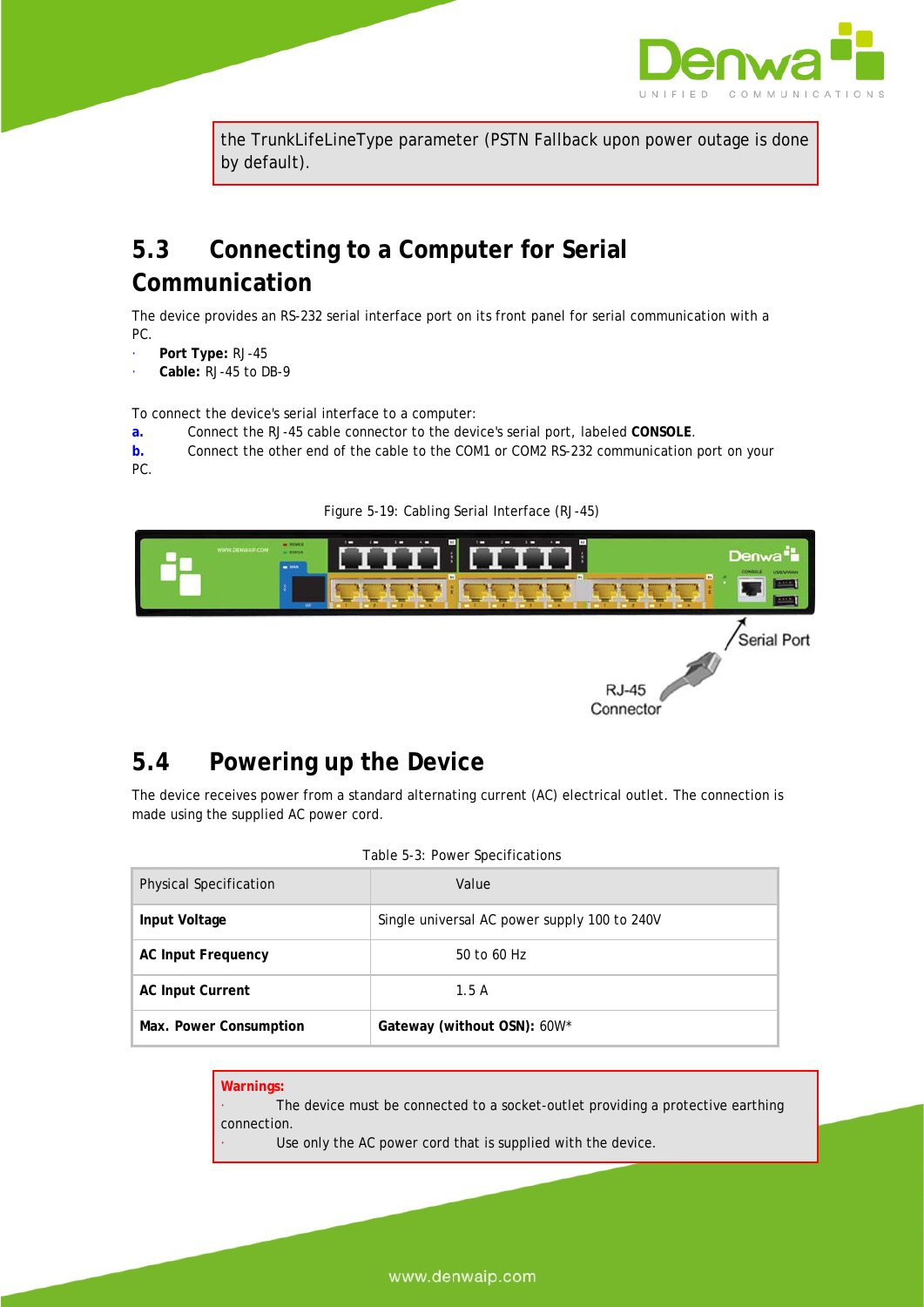the TrunkLifeLineType parameter (PSTN Fallback upon power outage is done by default).

## 5.3 Connecting to a Computer for Serial Communication

The device provides an RS-232 serial interface port on its front panel for serial communication with a PC.

- **Port Type:** RJ-45
- **Cable:** RJ-45 to DB-9

To connect the device's serial interface to a computer:

**a.** Connect the RJ-45 cable connector to the device's serial port, labeled **CONSOLE**.

**b.** Connect the other end of the cable to the COM1 or COM2 RS-232 communication port on your PC.

Figure 5-19: Cabling Serial Interface (RJ-45)

## 5.4 Powering up the Device

The device receives power from a standard alternating current (AC) electrical outlet. The connection is made using the supplied AC power cord.

Table 5-3: Power Specifications

| Physical Specification | Value |
|---|---|
| **Input Voltage** | Single universal AC power supply 100 to 240V |
| **AC Input Frequency** | 50 to 60 Hz |
| **AC Input Current** | 1.5 A |
| **Max. Power Consumption** | **Gateway (without OSN):** 60W* |

**Warnings:**

- The device must be connected to a socket-outlet providing a protective earthing connection.
- Use only the AC power cord that is supplied with the device.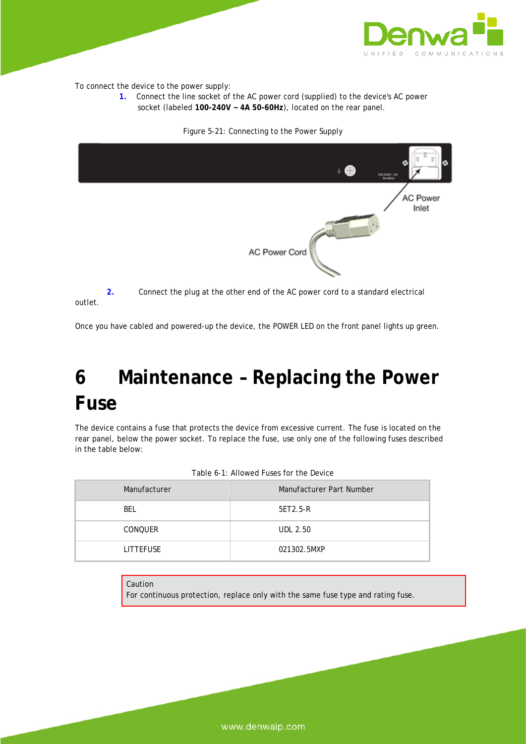To connect the device to the power supply:

1. Connect the line socket of the AC power cord (supplied) to the device's AC power socket (labeled **100-240V ~ 4A 50-60Hz**), located on the rear panel.

Figure 5-21: Connecting to the Power Supply

2. Connect the plug at the other end of the AC power cord to a standard electrical outlet.

Once you have cabled and powered-up the device, the POWER LED on the front panel lights up green.

# 6 Maintenance – Replacing the Power Fuse

The device contains a fuse that protects the device from excessive current. The fuse is located on the rear panel, below the power socket. To replace the fuse, use only one of the following fuses described in the table below:

Table 6-1: Allowed Fuses for the Device

| Manufacturer | Manufacturer Part Number |
|---|---|
| BEL | 5ET2.5-R |
| CONQUER | UDL 2.50 |
| LITTEFUSE | 021302.5MXP |

> Caution
> For continuous protection, replace only with the same fuse type and rating fuse.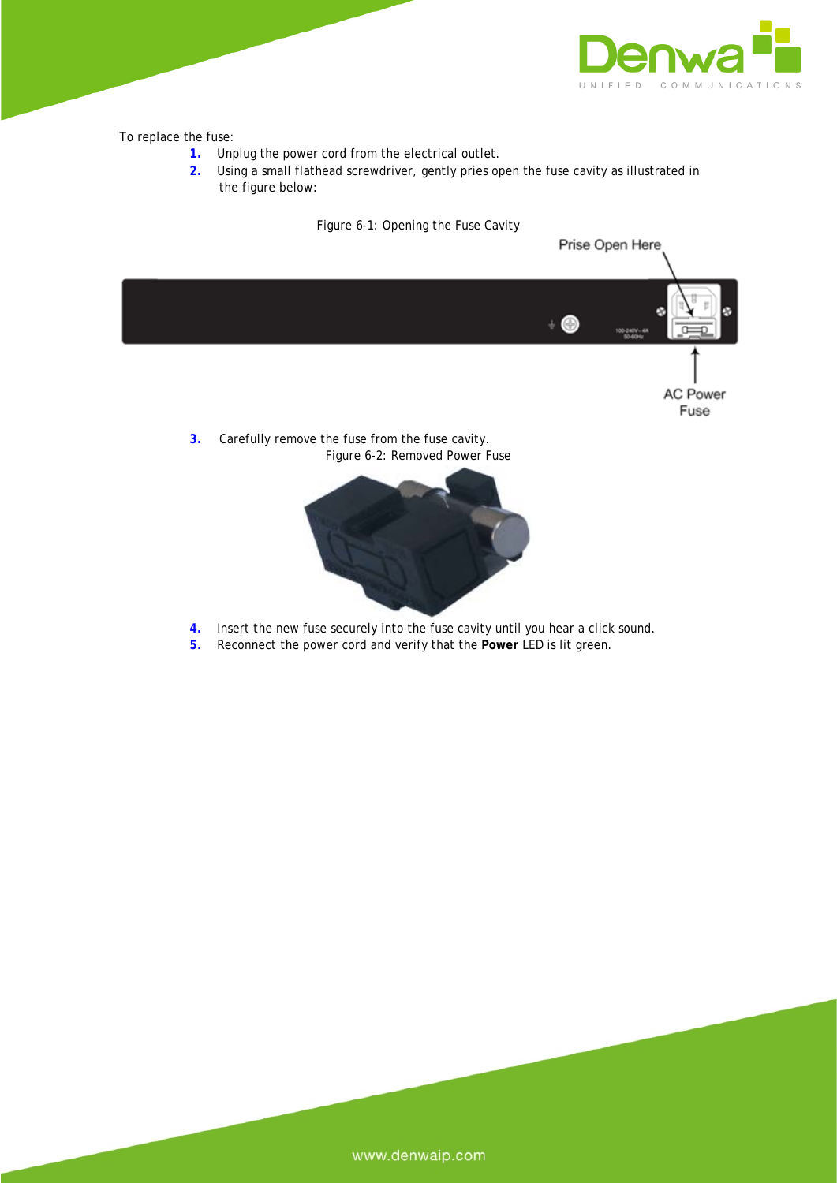To replace the fuse:

1. Unplug the power cord from the electrical outlet.
2. Using a small flathead screwdriver, gently pries open the fuse cavity as illustrated in the figure below:

Figure 6-1: Opening the Fuse Cavity

Prise Open Here

AC Power Fuse

3. Carefully remove the fuse from the fuse cavity.

Figure 6-2: Removed Power Fuse

4. Insert the new fuse securely into the fuse cavity until you hear a click sound.
5. Reconnect the power cord and verify that the **Power** LED is lit green.